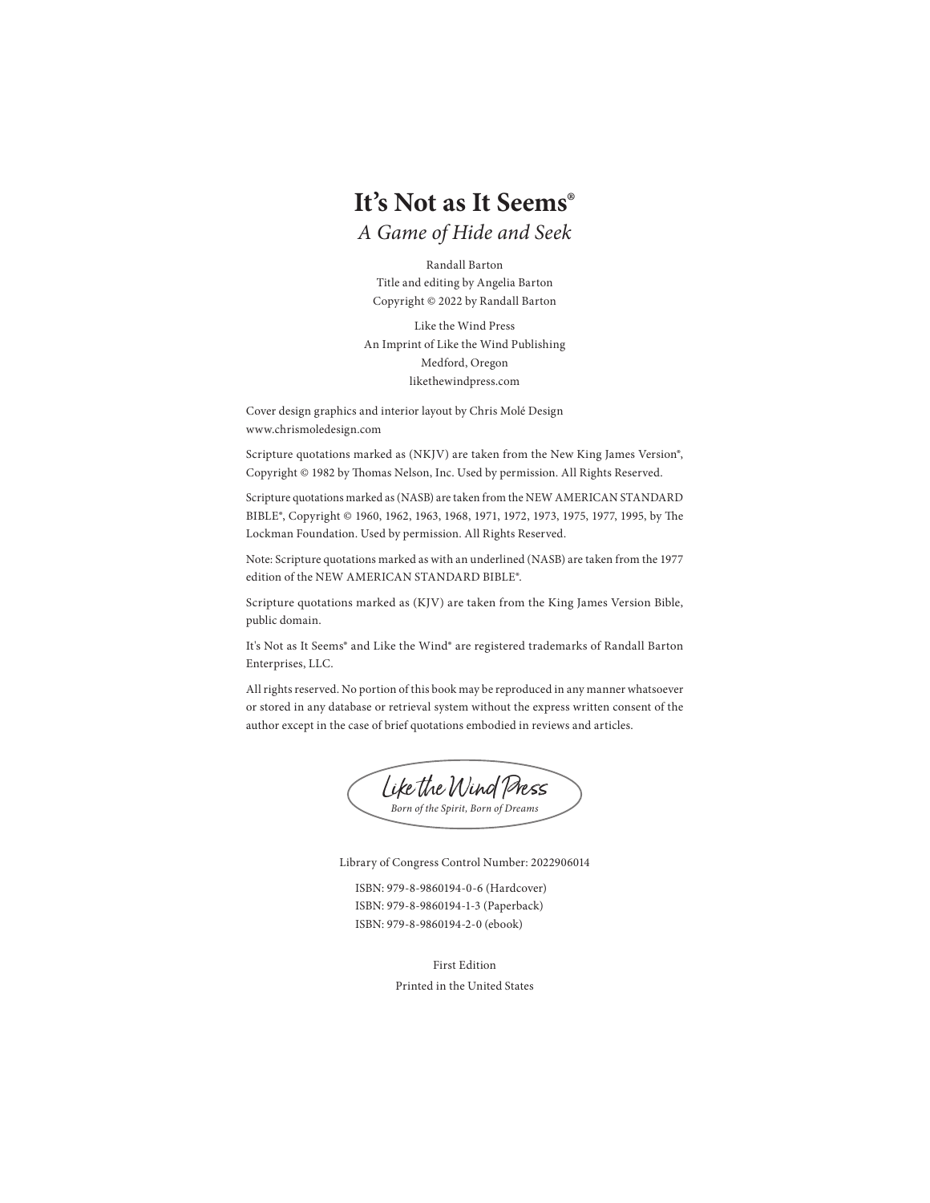# It's Not as It Seems®

*A Game of Hide and Seek*

Randall Barton
Title and editing by Angelia Barton
Copyright © 2022 by Randall Barton

Like the Wind Press
An Imprint of Like the Wind Publishing
Medford, Oregon
likethewindpress.com

Cover design graphics and interior layout by Chris Molé Design
www.chrismoledesign.com

Scripture quotations marked as (NKJV) are taken from the New King James Version®, Copyright © 1982 by Thomas Nelson, Inc. Used by permission. All Rights Reserved.

Scripture quotations marked as (NASB) are taken from the NEW AMERICAN STANDARD BIBLE®, Copyright © 1960, 1962, 1963, 1968, 1971, 1972, 1973, 1975, 1977, 1995, by The Lockman Foundation. Used by permission. All Rights Reserved.

Note: Scripture quotations marked as with an underlined (NASB) are taken from the 1977 edition of the NEW AMERICAN STANDARD BIBLE®.

Scripture quotations marked as (KJV) are taken from the King James Version Bible, public domain.

It's Not as It Seems® and Like the Wind® are registered trademarks of Randall Barton Enterprises, LLC.

All rights reserved. No portion of this book may be reproduced in any manner whatsoever or stored in any database or retrieval system without the express written consent of the author except in the case of brief quotations embodied in reviews and articles.

Like the Wind Press
*Born of the Spirit, Born of Dreams*

Library of Congress Control Number: 2022906014

ISBN: 979-8-9860194-0-6 (Hardcover)
ISBN: 979-8-9860194-1-3 (Paperback)
ISBN: 979-8-9860194-2-0 (ebook)

First Edition
Printed in the United States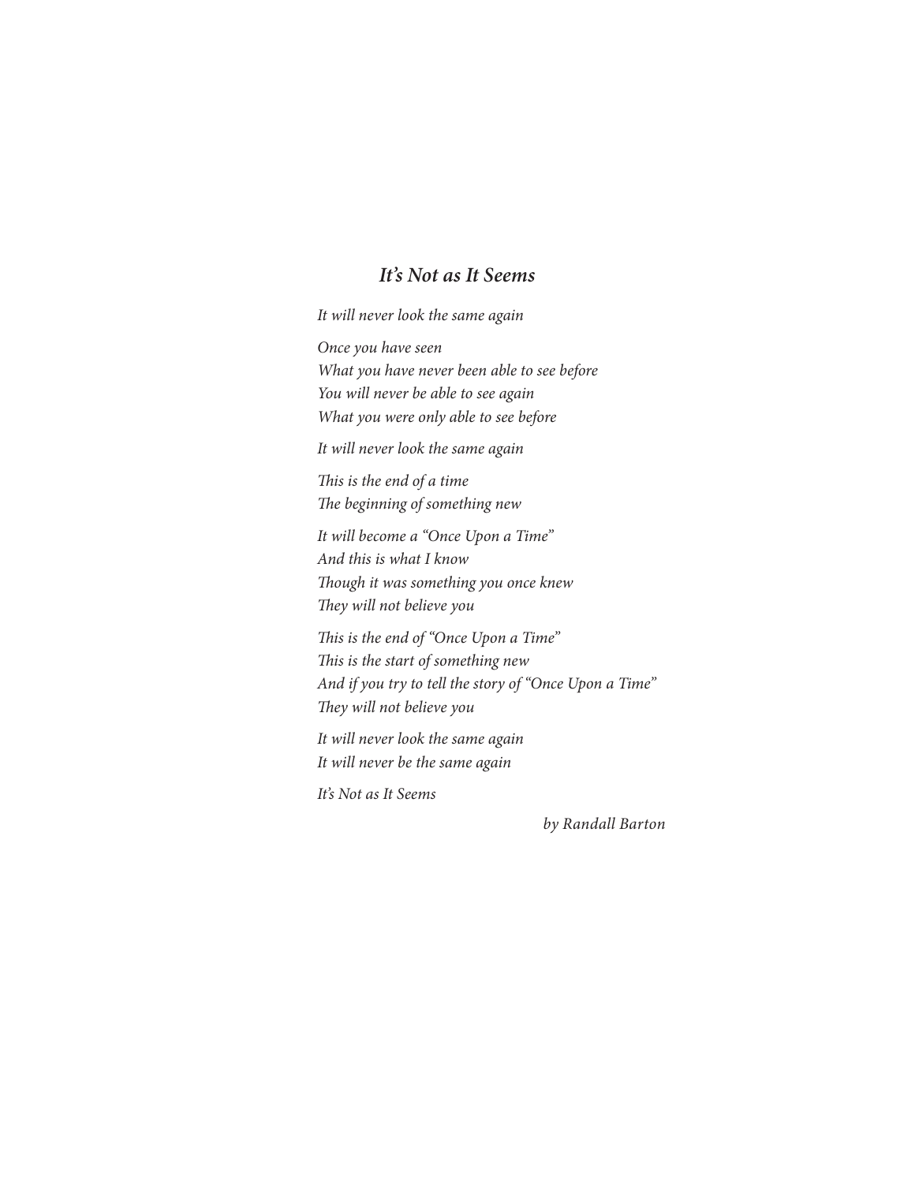## *It's Not as It Seems*

*It will never look the same again*

*Once you have seen*  
*What you have never been able to see before*  
*You will never be able to see again*  
*What you were only able to see before*

*It will never look the same again*

*This is the end of a time*  
*The beginning of something new*

*It will become a "Once Upon a Time"*  
*And this is what I know*  
*Though it was something you once knew*  
*They will not believe you*

*This is the end of "Once Upon a Time"*  
*This is the start of something new*  
*And if you try to tell the story of "Once Upon a Time"*  
*They will not believe you*

*It will never look the same again*  
*It will never be the same again*

*It's Not as It Seems*

*by Randall Barton*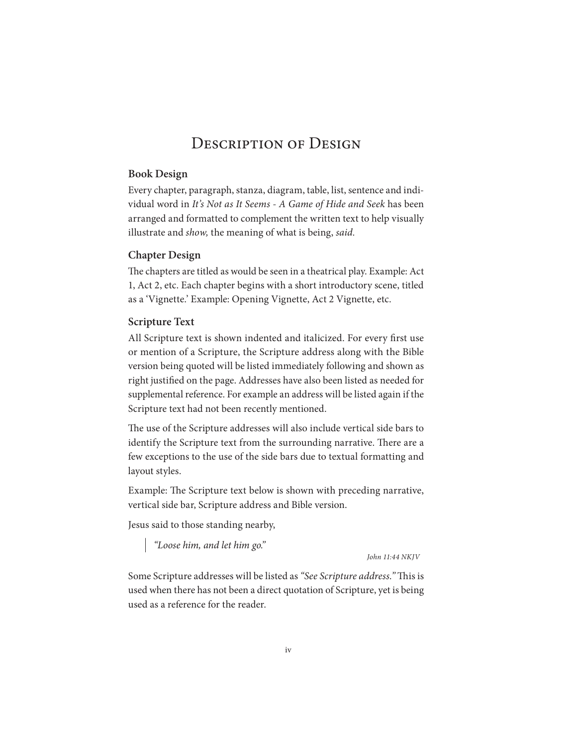# Description of Design

### Book Design

Every chapter, paragraph, stanza, diagram, table, list, sentence and individual word in *It's Not as It Seems - A Game of Hide and Seek* has been arranged and formatted to complement the written text to help visually illustrate and *show,* the meaning of what is being, *said.*

### Chapter Design

The chapters are titled as would be seen in a theatrical play. Example: Act 1, Act 2, etc. Each chapter begins with a short introductory scene, titled as a 'Vignette.' Example: Opening Vignette, Act 2 Vignette, etc.

### Scripture Text

All Scripture text is shown indented and italicized. For every first use or mention of a Scripture, the Scripture address along with the Bible version being quoted will be listed immediately following and shown as right justified on the page. Addresses have also been listed as needed for supplemental reference. For example an address will be listed again if the Scripture text had not been recently mentioned.

The use of the Scripture addresses will also include vertical side bars to identify the Scripture text from the surrounding narrative. There are a few exceptions to the use of the side bars due to textual formatting and layout styles.

Example: The Scripture text below is shown with preceding narrative, vertical side bar, Scripture address and Bible version.

Jesus said to those standing nearby,

> *"Loose him, and let him go."*

*John 11:44 NKJV*

Some Scripture addresses will be listed as *"See Scripture address."* This is used when there has not been a direct quotation of Scripture, yet is being used as a reference for the reader.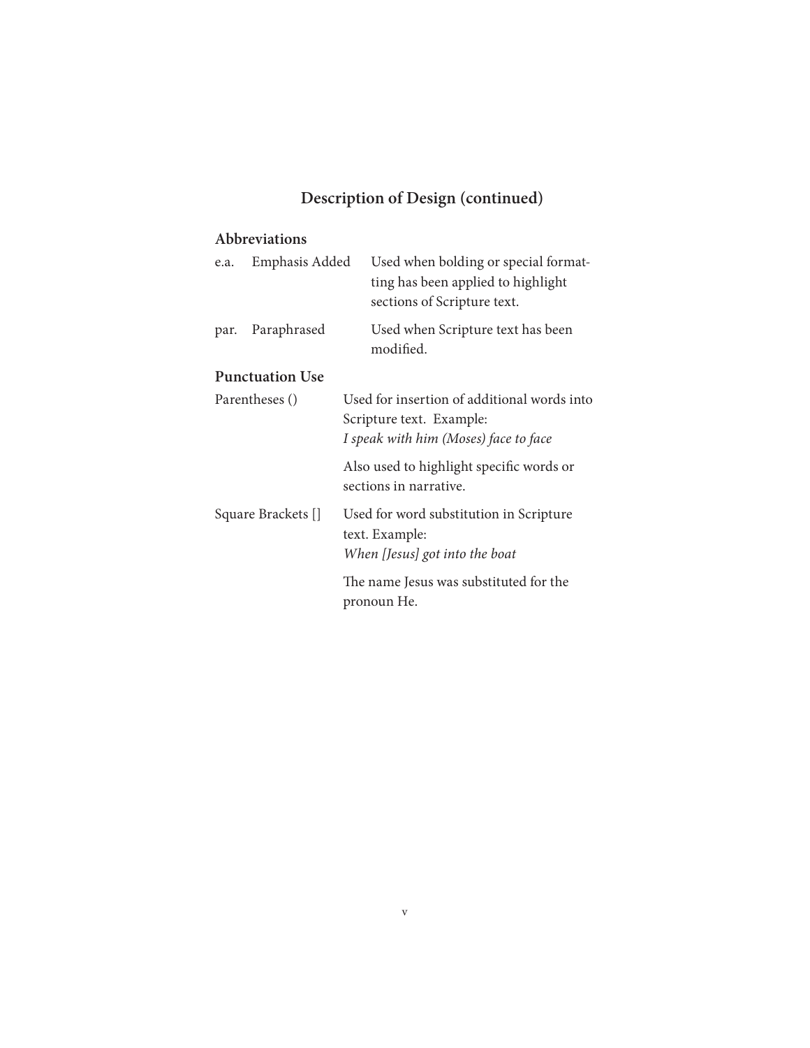## Description of Design (continued)

### Abbreviations

| | | |
|---|---|---|
| e.a. | Emphasis Added | Used when bolding or special formatting has been applied to highlight sections of Scripture text. |
| par. | Paraphrased | Used when Scripture text has been modified. |

### Punctuation Use

| | |
|---|---|
| Parentheses () | Used for insertion of additional words into Scripture text. Example: *I speak with him (Moses) face to face*<br><br>Also used to highlight specific words or sections in narrative. |
| Square Brackets [] | Used for word substitution in Scripture text. Example: *When [Jesus] got into the boat*<br><br>The name Jesus was substituted for the pronoun He. |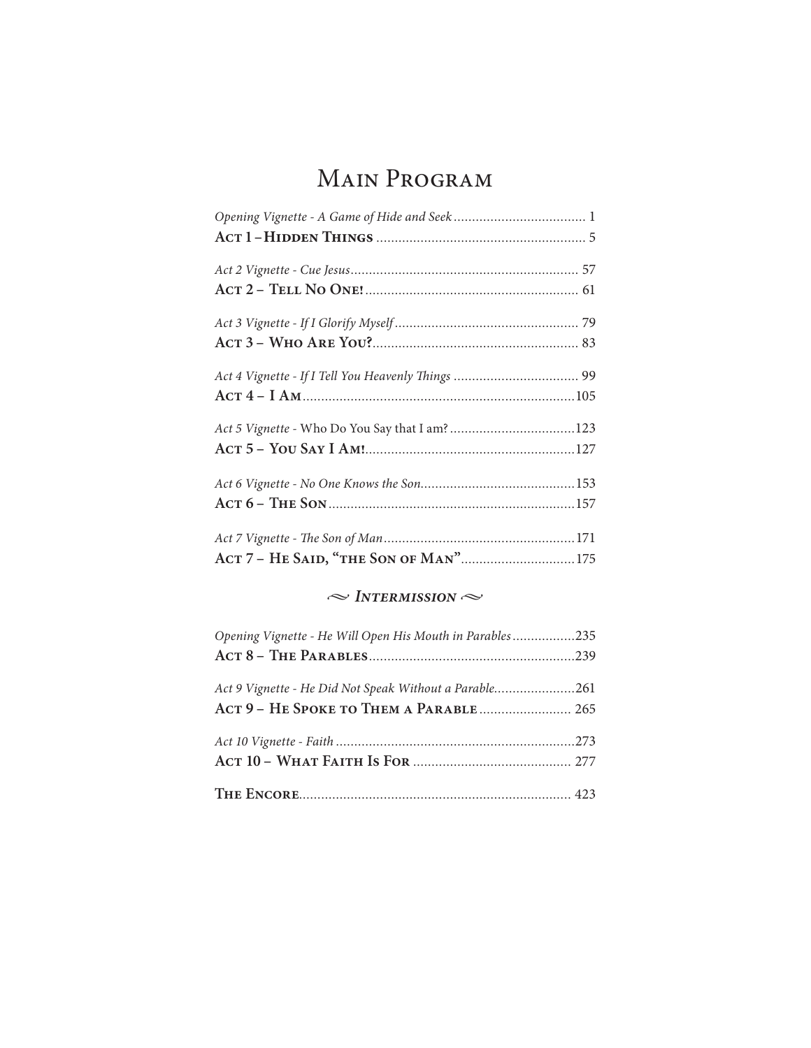# Main Program

*Opening Vignette - A Game of Hide and Seek* .................................... 1
**Act 1 – Hidden Things** ......................................................... 5

*Act 2 Vignette - Cue Jesus* ............................................................. 57
**Act 2 – Tell No One!** .......................................................... 61

*Act 3 Vignette - If I Glorify Myself* .................................................. 79
**Act 3 – Who Are You?** ........................................................ 83

*Act 4 Vignette - If I Tell You Heavenly Things* .................................. 99
**Act 4 – I Am** ......................................................................... 105

*Act 5 Vignette* - Who Do You Say that I am? .................................. 123
**Act 5 – You Say I Am!** ......................................................... 127

*Act 6 Vignette - No One Knows the Son* .......................................... 153
**Act 6 – The Son** ................................................................... 157

*Act 7 Vignette - The Son of Man* .................................................... 171
**Act 7 – He Said, "the Son of Man"** ............................... 175

***Intermission***

*Opening Vignette - He Will Open His Mouth in Parables* ................. 235
**Act 8 – The Parables** ........................................................ 239

*Act 9 Vignette - He Did Not Speak Without a Parable* ...................... 261
**Act 9 – He Spoke to Them a Parable** ......................... 265

*Act 10 Vignette - Faith* ................................................................. 273
**Act 10 – What Faith Is For** .......................................... 277

**The Encore** .......................................................................... 423